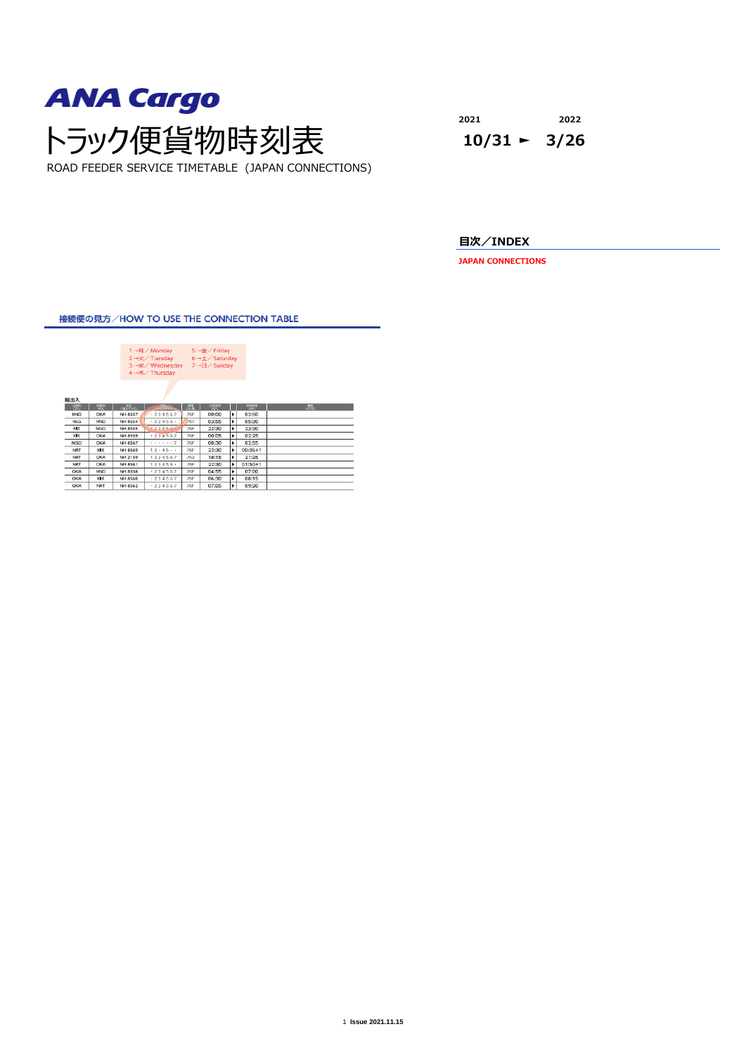# ANA Cargo

# トラック便貨物時刻表

ROAD FEEDER SERVICE TIMETABLE（JAPAN CONNECTIONS)

2021 10/31 ► 2022 3/26

## 目次／INDEX

**JAPAN CONNECTIONS**

## 接続便の見方／HOW TO USE THE CONNECTION TABLE

1→月／Monday
2→火／Tuesday
3→水／Wednesday
4→木／Thursday
5→金／Friday
6→土／Saturday
7→日／Sunday

輸出入

| 出発地 DEP | 到着地 ARR | 便名 FLIGHT NO. | 曜日 DAYS | 機種 EQP | 出発時刻 DEP | | 到着時刻 ARR | 備考 NOTES |
|---|---|---|---|---|---|---|---|---|
| HND | OKA | NH 8557 | · 2 3 4 5 6 7 | 76F | 00:00 | ▶ | 02:50 | |
| HSG | HND | NH 8554 | · 2 3 4 5 6 · | 767 | 03:55 | ▶ | 05:30 | |
| KIX | NGO | NH 8555 | 1 2 3 4 5 6 · | 76F | 22:30 | ▶ | 23:30 | |
| KIX | OKA | NH 8559 | · 2 3 4 5 6 7 | 76F | 00:05 | ▶ | 02:25 | |
| NGO | OKA | NH 8567 | · · · · · · 7 | 76F | 00:30 | ▶ | 02:55 | |
| NRT | KIX | NH 8569 | 1 2 · 4 5 · · | 76F | 22:30 | ▶ | 00:05+1 | |
| NRT | OKA | NH 2159 | 1 2 3 4 5 6 7 | 763 | 18:15 | ▶ | 21:25 | |
| NRT | OKA | NH 8561 | 1 2 3 4 5 6 · | 76F | 22:30 | ▶ | 01:50+1 | |
| OKA | HND | NH 8556 | · 2 3 4 5 6 7 | 76F | 04:55 | ▶ | 07:00 | |
| OKA | KIX | NH 8560 | · 2 3 4 5 6 7 | 76F | 06:30 | ▶ | 08:15 | |
| OKA | NRT | NH 8562 | · 2 3 4 5 6 7 | 76F | 07:05 | ▶ | 09:20 | |

Issue 2021.11.15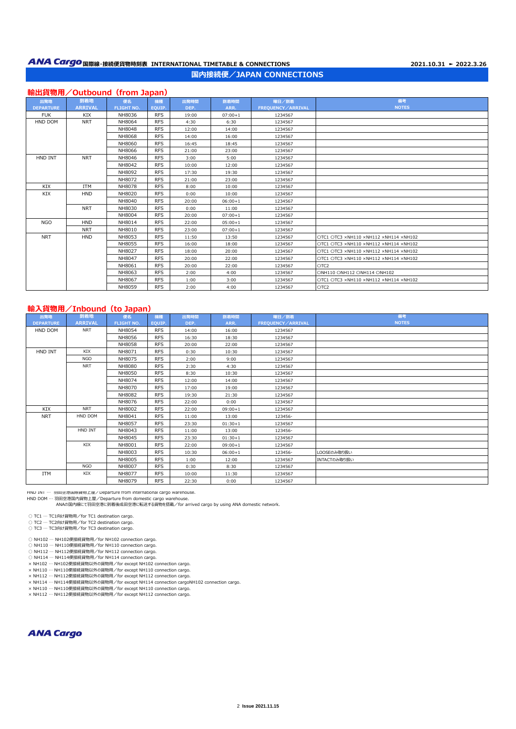# ANA Cargo 国際線・接続便貨物時刻表 INTERNATIONAL TIMETABLE & CONNECTIONS

2021.10.31 ► 2022.3.26

## 国内接続便／JAPAN CONNECTIONS

### 輸出貨物用／Outbound（from Japan）

| 出発地 DEPARTURE | 到着地 ARRIVAL | 便名 FLIGHT NO. | 機種 EQUIP. | 出発時間 DEP. | 到着時間 ARR. | 曜日／到着 FREQUENCY／ARRIVAL | 備考 NOTES |
|---|---|---|---|---|---|---|---|
| FUK | KIX | NH8036 | RFS | 19:00 | 07:00+1 | 1234567 | |
| HND DOM | NRT | NH8064 | RFS | 4:30 | 6:30 | 1234567 | |
| | | NH8048 | RFS | 12:00 | 14:00 | 1234567 | |
| | | NH8068 | RFS | 14:00 | 16:00 | 1234567 | |
| | | NH8060 | RFS | 16:45 | 18:45 | 1234567 | |
| | | NH8066 | RFS | 21:00 | 23:00 | 1234567 | |
| HND INT | NRT | NH8046 | RFS | 3:00 | 5:00 | 1234567 | |
| | | NH8042 | RFS | 10:00 | 12:00 | 1234567 | |
| | | NH8092 | RFS | 17:30 | 19:30 | 1234567 | |
| | | NH8072 | RFS | 21:00 | 23:00 | 1234567 | |
| KIX | ITM | NH8078 | RFS | 8:00 | 10:00 | 1234567 | |
| KIX | HND | NH8020 | RFS | 0:00 | 10:00 | 1234567 | |
| | | NH8040 | RFS | 20:00 | 06:00+1 | 1234567 | |
| | NRT | NH8030 | RFS | 0:00 | 11:00 | 1234567 | |
| | | NH8004 | RFS | 20:00 | 07:00+1 | 1234567 | |
| NGO | HND | NH8014 | RFS | 22:00 | 05:00+1 | 1234567 | |
| | NRT | NH8010 | RFS | 23:00 | 07:00+1 | 1234567 | |
| NRT | HND | NH8053 | RFS | 11:50 | 13:50 | 1234567 | ○TC1 ○TC3 ×NH110 ×NH112 ×NH114 ×NH102 |
| | | NH8055 | RFS | 16:00 | 18:00 | 1234567 | ○TC1 ○TC3 ×NH110 ×NH112 ×NH114 ×NH102 |
| | | NH8027 | RFS | 18:00 | 20:00 | 1234567 | ○TC1 ○TC3 ×NH110 ×NH112 ×NH114 ×NH102 |
| | | NH8047 | RFS | 20:00 | 22:00 | 1234567 | ○TC1 ○TC3 ×NH110 ×NH112 ×NH114 ×NH102 |
| | | NH8061 | RFS | 20:00 | 22:00 | 1234567 | ○TC2 |
| | | NH8063 | RFS | 2:00 | 4:00 | 1234567 | ○NH110 ○NH112 ○NH114 ○NH102 |
| | | NH8067 | RFS | 1:00 | 3:00 | 1234567 | ○TC1 ○TC3 ×NH110 ×NH112 ×NH114 ×NH102 |
| | | NH8059 | RFS | 2:00 | 4:00 | 1234567 | ○TC2 |

### 輸入貨物用／Inbound（to Japan）

| 出発地 DEPARTURE | 到着地 ARRIVAL | 便名 FLIGHT NO. | 機種 EQUIP. | 出発時間 DEP. | 到着時間 ARR. | 曜日／到着 FREQUENCY／ARRIVAL | 備考 NOTES |
|---|---|---|---|---|---|---|---|
| HND DOM | NRT | NH8054 | RFS | 14:00 | 16:00 | 1234567 | |
| | | NH8056 | RFS | 16:30 | 18:30 | 1234567 | |
| | | NH8058 | RFS | 20:00 | 22:00 | 1234567 | |
| HND INT | KIX | NH8071 | RFS | 0:30 | 10:30 | 1234567 | |
| | NGO | NH8075 | RFS | 2:00 | 9:00 | 1234567 | |
| | NRT | NH8080 | RFS | 2:30 | 4:30 | 1234567 | |
| | | NH8050 | RFS | 8:30 | 10:30 | 1234567 | |
| | | NH8074 | RFS | 12:00 | 14:00 | 1234567 | |
| | | NH8070 | RFS | 17:00 | 19:00 | 1234567 | |
| | | NH8082 | RFS | 19:30 | 21:30 | 1234567 | |
| | | NH8076 | RFS | 22:00 | 0:00 | 1234567 | |
| KIX | NRT | NH8002 | RFS | 22:00 | 09:00+1 | 1234567 | |
| NRT | HND DOM | NH8041 | RFS | 11:00 | 13:00 | 123456· | |
| | | NH8057 | RFS | 23:30 | 01:30+1 | 1234567 | |
| | HND INT | NH8043 | RFS | 11:00 | 13:00 | 123456· | |
| | | NH8045 | RFS | 23:30 | 01:30+1 | 1234567 | |
| | KIX | NH8001 | RFS | 22:00 | 09:00+1 | 1234567 | |
| | | NH8003 | RFS | 10:30 | 06:00+1 | 123456· | LOOSEのみ取り扱い |
| | | NH8005 | RFS | 1:00 | 12:00 | 1234567 | INTACTのみ取り扱い |
| | NGO | NH8007 | RFS | 0:30 | 8:30 | 1234567 | |
| ITM | KIX | NH8077 | RFS | 10:00 | 11:30 | 1234567 | |
| | | NH8079 | RFS | 22:30 | 0:00 | 1234567 | |

HND INT … 羽田空港国際貨物上屋／Departure from international cargo warehouse.
HND DOM … 羽田空港国内貨物上屋／Departure from domestic cargo warehouse.
ANAの国内線にて羽田空港に到着後成田空港に転送する貨物を搭載／for arrived cargo by using ANA domestic network.

○ TC1 … TC1向け貨物用／for TC1 destination cargo.
○ TC2 … TC2向け貨物用／for TC2 destination cargo.
○ TC3 … TC3向け貨物用／for TC3 destination cargo.

○ NH102 … NH102便接続貨物用／for NH102 connection cargo.
○ NH110 … NH110便接続貨物用／for NH110 connection cargo.
○ NH112 … NH112便接続貨物用／for NH112 connection cargo.
○ NH114 … NH114便接続貨物用／for NH114 connection cargo.
× NH102 … NH102便接続貨物以外の貨物用／for except NH102 connection cargo.
× NH110 … NH110便接続貨物以外の貨物用／for except NH110 connection cargo.
× NH112 … NH112便接続貨物以外の貨物用／for except NH112 connection cargo.
× NH114 … NH114便接続貨物以外の貨物用／for except NH114 connection cargoNH102 connection cargo.
× NH110 … NH110便接続貨物以外の貨物用／for except NH110 connection cargo.
× NH112 … NH112便接続貨物以外の貨物用／for except NH112 connection cargo.

ANA Cargo

Issue 2021.11.15